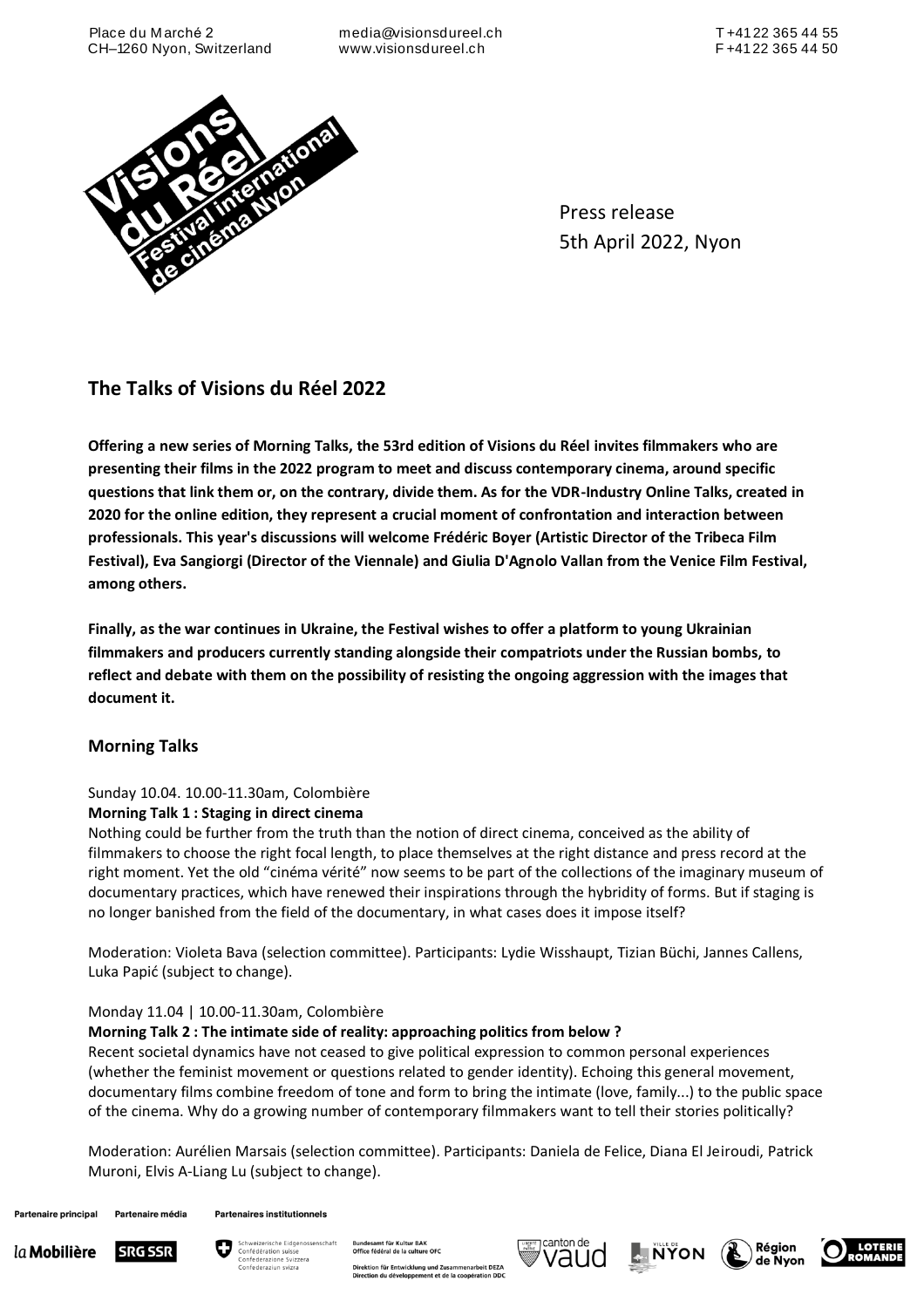Place du Marché 2
CH–1260 Nyon, Switzerland

media@visionsdureel.ch
www.visionsdureel.ch

T +41 22 365 44 55
F +41 22 365 44 50

Press release
5th April 2022, Nyon

## The Talks of Visions du Réel 2022

**Offering a new series of Morning Talks, the 53rd edition of Visions du Réel invites filmmakers who are presenting their films in the 2022 program to meet and discuss contemporary cinema, around specific questions that link them or, on the contrary, divide them. As for the VDR-Industry Online Talks, created in 2020 for the online edition, they represent a crucial moment of confrontation and interaction between professionals. This year's discussions will welcome Frédéric Boyer (Artistic Director of the Tribeca Film Festival), Eva Sangiorgi (Director of the Viennale) and Giulia D'Agnolo Vallan from the Venice Film Festival, among others.**

**Finally, as the war continues in Ukraine, the Festival wishes to offer a platform to young Ukrainian filmmakers and producers currently standing alongside their compatriots under the Russian bombs, to reflect and debate with them on the possibility of resisting the ongoing aggression with the images that document it.**

### Morning Talks

Sunday 10.04. 10.00-11.30am, Colombière
**Morning Talk 1 : Staging in direct cinema**
Nothing could be further from the truth than the notion of direct cinema, conceived as the ability of filmmakers to choose the right focal length, to place themselves at the right distance and press record at the right moment. Yet the old "cinéma vérité" now seems to be part of the collections of the imaginary museum of documentary practices, which have renewed their inspirations through the hybridity of forms. But if staging is no longer banished from the field of the documentary, in what cases does it impose itself?

Moderation: Violeta Bava (selection committee). Participants: Lydie Wisshaupt, Tizian Büchi, Jannes Callens, Luka Papić (subject to change).

Monday 11.04 | 10.00-11.30am, Colombière
**Morning Talk 2 : The intimate side of reality: approaching politics from below ?**
Recent societal dynamics have not ceased to give political expression to common personal experiences (whether the feminist movement or questions related to gender identity). Echoing this general movement, documentary films combine freedom of tone and form to bring the intimate (love, family...) to the public space of the cinema. Why do a growing number of contemporary filmmakers want to tell their stories politically?

Moderation: Aurélien Marsais (selection committee). Participants: Daniela de Felice, Diana El Jeiroudi, Patrick Muroni, Elvis A-Liang Lu (subject to change).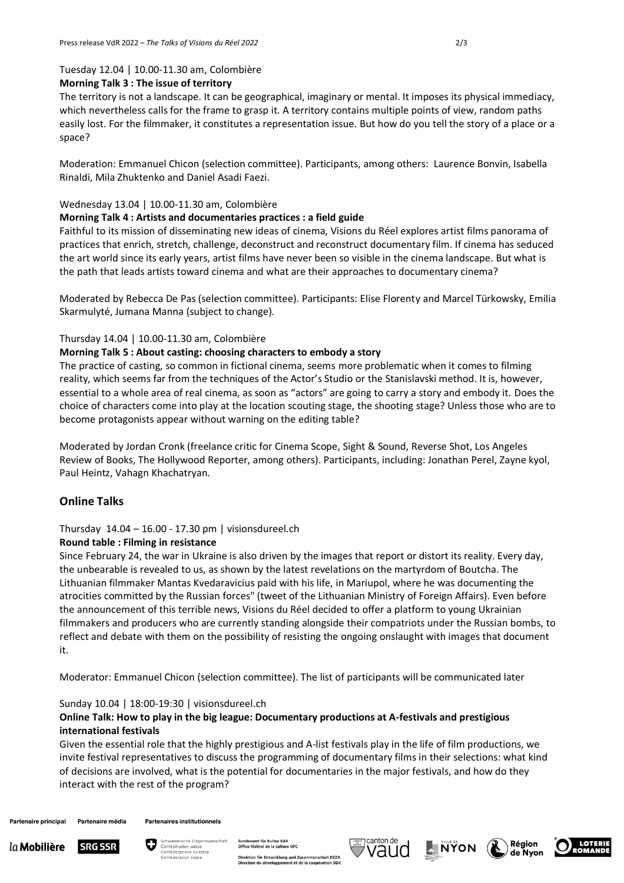Tuesday 12.04 | 10.00-11.30 am, Colombière

**Morning Talk 3 : The issue of territory**

The territory is not a landscape. It can be geographical, imaginary or mental. It imposes its physical immediacy, which nevertheless calls for the frame to grasp it. A territory contains multiple points of view, random paths easily lost. For the filmmaker, it constitutes a representation issue. But how do you tell the story of a place or a space?

Moderation: Emmanuel Chicon (selection committee). Participants, among others: Laurence Bonvin, Isabella Rinaldi, Mila Zhuktenko and Daniel Asadi Faezi.

Wednesday 13.04 | 10.00-11.30 am, Colombière

**Morning Talk 4 : Artists and documentaries practices : a field guide**

Faithful to its mission of disseminating new ideas of cinema, Visions du Réel explores artist films panorama of practices that enrich, stretch, challenge, deconstruct and reconstruct documentary film. If cinema has seduced the art world since its early years, artist films have never been so visible in the cinema landscape. But what is the path that leads artists toward cinema and what are their approaches to documentary cinema?

Moderated by Rebecca De Pas (selection committee). Participants: Elise Florenty and Marcel Türkowsky, Emilia Skarmulyté, Jumana Manna (subject to change).

Thursday 14.04 | 10.00-11.30 am, Colombière

**Morning Talk 5 : About casting: choosing characters to embody a story**

The practice of casting, so common in fictional cinema, seems more problematic when it comes to filming reality, which seems far from the techniques of the Actor's Studio or the Stanislavski method. It is, however, essential to a whole area of real cinema, as soon as "actors" are going to carry a story and embody it. Does the choice of characters come into play at the location scouting stage, the shooting stage? Unless those who are to become protagonists appear without warning on the editing table?

Moderated by Jordan Cronk (freelance critic for Cinema Scope, Sight & Sound, Reverse Shot, Los Angeles Review of Books, The Hollywood Reporter, among others). Participants, including: Jonathan Perel, Zayne kyol, Paul Heintz, Vahagn Khachatryan.

## Online Talks

Thursday 14.04 – 16.00 - 17.30 pm | visionsdureel.ch

**Round table : Filming in resistance**

Since February 24, the war in Ukraine is also driven by the images that report or distort its reality. Every day, the unbearable is revealed to us, as shown by the latest revelations on the martyrdom of Boutcha. The Lithuanian filmmaker Mantas Kvedaravicius paid with his life, in Mariupol, where he was documenting the atrocities committed by the Russian forces" (tweet of the Lithuanian Ministry of Foreign Affairs). Even before the announcement of this terrible news, Visions du Réel decided to offer a platform to young Ukrainian filmmakers and producers who are currently standing alongside their compatriots under the Russian bombs, to reflect and debate with them on the possibility of resisting the ongoing onslaught with images that document it.

Moderator: Emmanuel Chicon (selection committee). The list of participants will be communicated later

Sunday 10.04 | 18:00-19:30 | visionsdureel.ch

**Online Talk: How to play in the big league: Documentary productions at A-festivals and prestigious international festivals**

Given the essential role that the highly prestigious and A-list festivals play in the life of film productions, we invite festival representatives to discuss the programming of documentary films in their selections: what kind of decisions are involved, what is the potential for documentaries in the major festivals, and how do they interact with the rest of the program?

Partenaire principal Partenaire média Partenaires institutionnels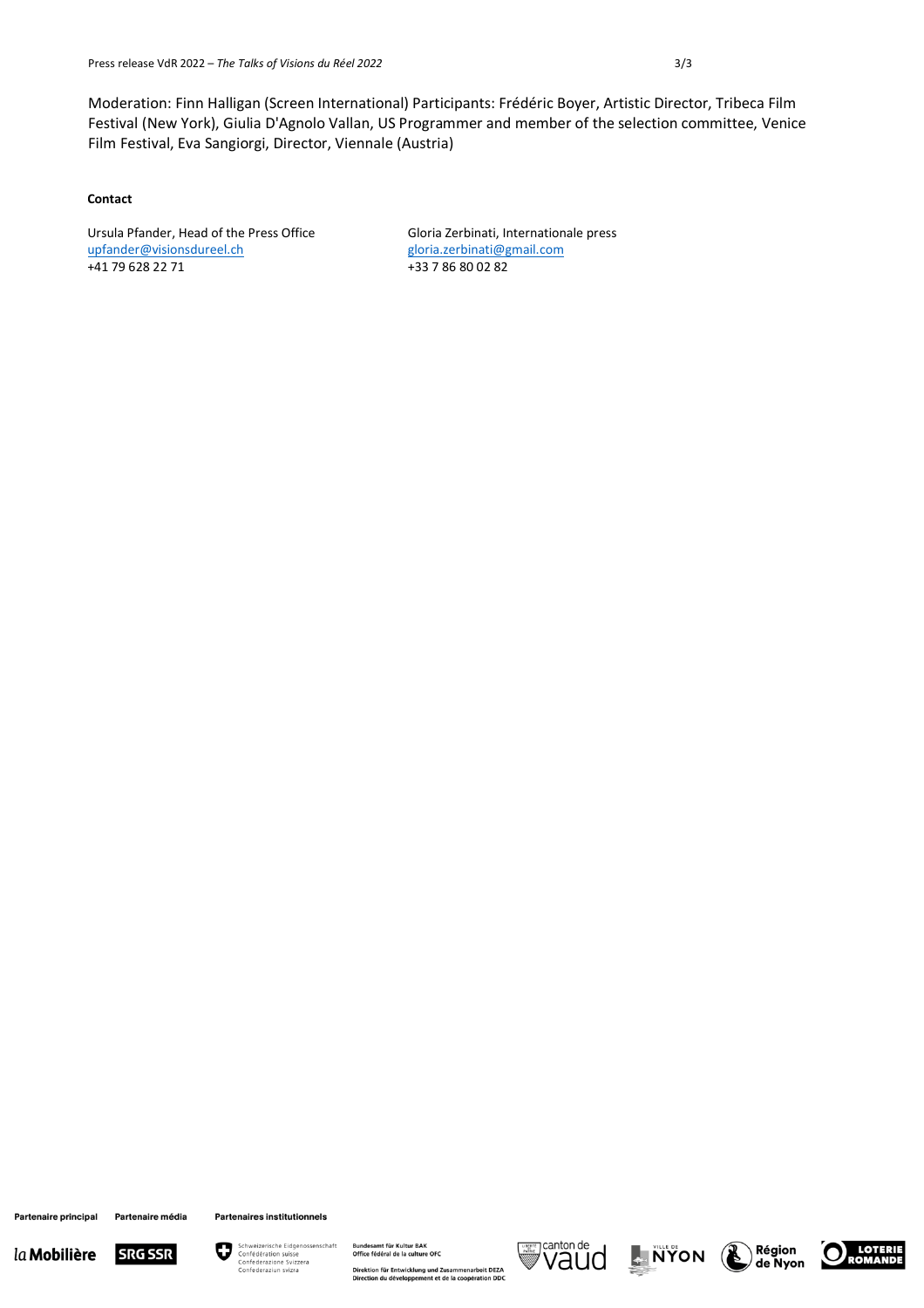Moderation: Finn Halligan (Screen International) Participants: Frédéric Boyer, Artistic Director, Tribeca Film Festival (New York), Giulia D'Agnolo Vallan, US Programmer and member of the selection committee, Venice Film Festival, Eva Sangiorgi, Director, Viennale (Austria)

**Contact**

Ursula Pfander, Head of the Press Office
upfander@visionsdureel.ch
+41 79 628 22 71

Gloria Zerbinati, Internationale press
gloria.zerbinati@gmail.com
+33 7 86 80 02 82

Partenaire principal Partenaire média Partenaires institutionnels

la Mobilière SRG SSR Schweizerische Eidgenossenschaft Confédération suisse Confederazione Svizzera Confederaziun svizra Bundesamt für Kultur BAK Office fédéral de la culture OFC Direktion für Entwicklung und Zusammenarbeit DEZA Direction du développement et de la coopération DDC canton de vaud VILLE DE NYON Région de Nyon LOTERIE ROMANDE